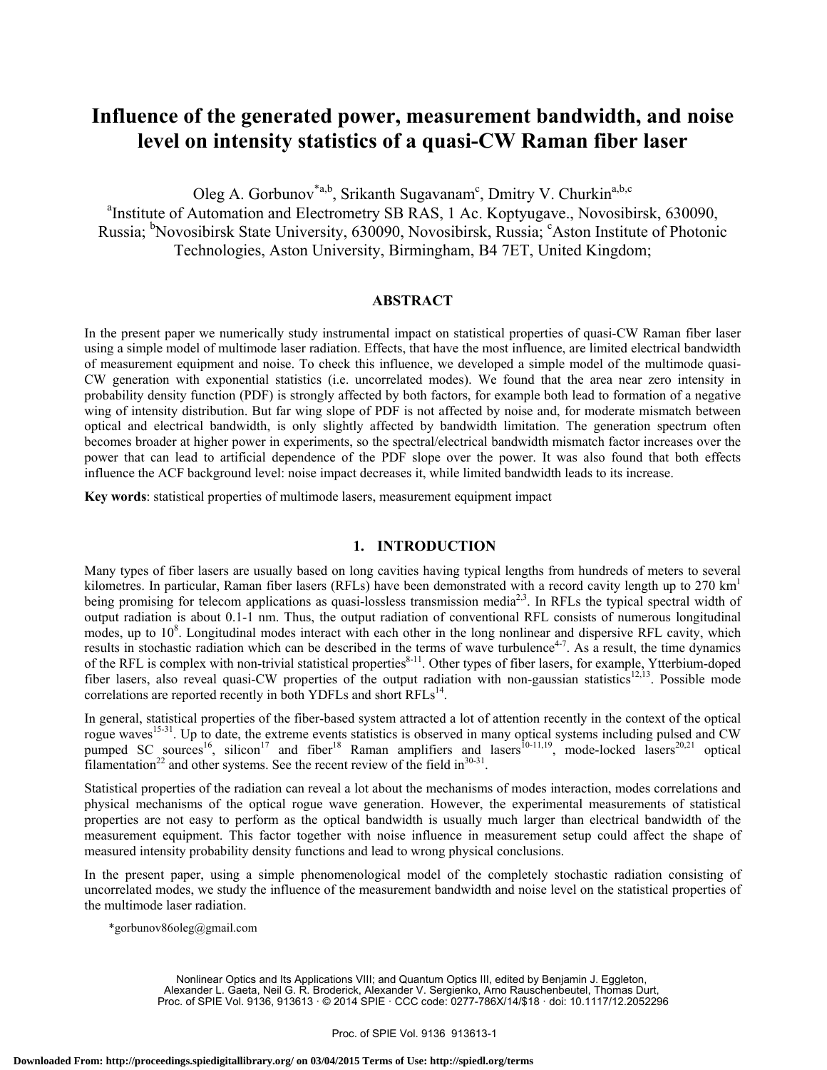# Influence of the generated power, measurement bandwidth, and noise level on intensity statistics of a quasi-CW Raman fiber laser

Oleg A. Gorbunov[*a,b], Srikanth Sugavanam[c], Dmitry V. Churkin[a,b,c]

[a]Institute of Automation and Electrometry SB RAS, 1 Ac. Koptyugave., Novosibirsk, 630090, Russia; [b]Novosibirsk State University, 630090, Novosibirsk, Russia; [c]Aston Institute of Photonic Technologies, Aston University, Birmingham, B4 7ET, United Kingdom;

## ABSTRACT

In the present paper we numerically study instrumental impact on statistical properties of quasi-CW Raman fiber laser using a simple model of multimode laser radiation. Effects, that have the most influence, are limited electrical bandwidth of measurement equipment and noise. To check this influence, we developed a simple model of the multimode quasi-CW generation with exponential statistics (i.e. uncorrelated modes). We found that the area near zero intensity in probability density function (PDF) is strongly affected by both factors, for example both lead to formation of a negative wing of intensity distribution. But far wing slope of PDF is not affected by noise and, for moderate mismatch between optical and electrical bandwidth, is only slightly affected by bandwidth limitation. The generation spectrum often becomes broader at higher power in experiments, so the spectral/electrical bandwidth mismatch factor increases over the power that can lead to artificial dependence of the PDF slope over the power. It was also found that both effects influence the ACF background level: noise impact decreases it, while limited bandwidth leads to its increase.

**Key words**: statistical properties of multimode lasers, measurement equipment impact

## 1. INTRODUCTION

Many types of fiber lasers are usually based on long cavities having typical lengths from hundreds of meters to several kilometres. In particular, Raman fiber lasers (RFLs) have been demonstrated with a record cavity length up to 270 km[1] being promising for telecom applications as quasi-lossless transmission media[2,3]. In RFLs the typical spectral width of output radiation is about 0.1-1 nm. Thus, the output radiation of conventional RFL consists of numerous longitudinal modes, up to $10^8$. Longitudinal modes interact with each other in the long nonlinear and dispersive RFL cavity, which results in stochastic radiation which can be described in the terms of wave turbulence[4-7]. As a result, the time dynamics of the RFL is complex with non-trivial statistical properties[8-11]. Other types of fiber lasers, for example, Ytterbium-doped fiber lasers, also reveal quasi-CW properties of the output radiation with non-gaussian statistics[12,13]. Possible mode correlations are reported recently in both YDFLs and short RFLs[14].

In general, statistical properties of the fiber-based system attracted a lot of attention recently in the context of the optical rogue waves[15-31]. Up to date, the extreme events statistics is observed in many optical systems including pulsed and CW pumped SC sources[16], silicon[17] and fiber[18] Raman amplifiers and lasers[10-11,19], mode-locked lasers[20,21] optical filamentation[22] and other systems. See the recent review of the field in[30-31].

Statistical properties of the radiation can reveal a lot about the mechanisms of modes interaction, modes correlations and physical mechanisms of the optical rogue wave generation. However, the experimental measurements of statistical properties are not easy to perform as the optical bandwidth is usually much larger than electrical bandwidth of the measurement equipment. This factor together with noise influence in measurement setup could affect the shape of measured intensity probability density functions and lead to wrong physical conclusions.

In the present paper, using a simple phenomenological model of the completely stochastic radiation consisting of uncorrelated modes, we study the influence of the measurement bandwidth and noise level on the statistical properties of the multimode laser radiation.

*gorbunov86oleg@gmail.com

Nonlinear Optics and Its Applications VIII; and Quantum Optics III, edited by Benjamin J. Eggleton, Alexander L. Gaeta, Neil G. R. Broderick, Alexander V. Sergienko, Arno Rauschenbeutel, Thomas Durt, Proc. of SPIE Vol. 9136, 913613 · © 2014 SPIE · CCC code: 0277-786X/14/$18 · doi: 10.1117/12.2052296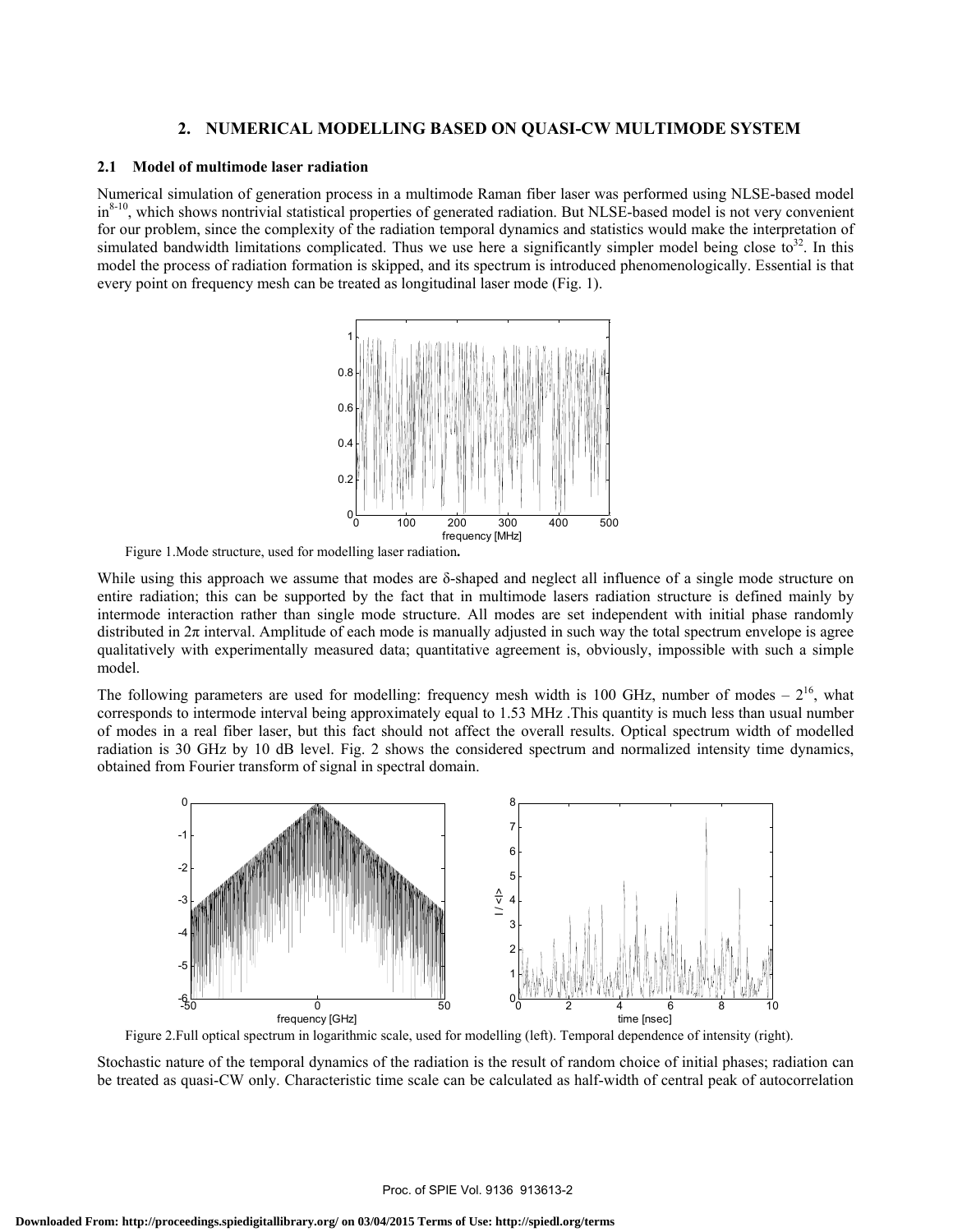## 2. NUMERICAL MODELLING BASED ON QUASI-CW MULTIMODE SYSTEM

### 2.1 Model of multimode laser radiation

Numerical simulation of generation process in a multimode Raman fiber laser was performed using NLSE-based model in[8-10], which shows nontrivial statistical properties of generated radiation. But NLSE-based model is not very convenient for our problem, since the complexity of the radiation temporal dynamics and statistics would make the interpretation of simulated bandwidth limitations complicated. Thus we use here a significantly simpler model being close to[32]. In this model the process of radiation formation is skipped, and its spectrum is introduced phenomenologically. Essential is that every point on frequency mesh can be treated as longitudinal laser mode (Fig. 1).

Figure 1.Mode structure, used for modelling laser radiation**.**

While using this approach we assume that modes are δ-shaped and neglect all influence of a single mode structure on entire radiation; this can be supported by the fact that in multimode lasers radiation structure is defined mainly by intermode interaction rather than single mode structure. All modes are set independent with initial phase randomly distributed in $2\pi$ interval. Amplitude of each mode is manually adjusted in such way the total spectrum envelope is agree qualitatively with experimentally measured data; quantitative agreement is, obviously, impossible with such a simple model.

The following parameters are used for modelling: frequency mesh width is 100 GHz, number of modes – $2^{16}$, what corresponds to intermode interval being approximately equal to 1.53 MHz .This quantity is much less than usual number of modes in a real fiber laser, but this fact should not affect the overall results. Optical spectrum width of modelled radiation is 30 GHz by 10 dB level. Fig. 2 shows the considered spectrum and normalized intensity time dynamics, obtained from Fourier transform of signal in spectral domain.

Figure 2.Full optical spectrum in logarithmic scale, used for modelling (left). Temporal dependence of intensity (right).

Stochastic nature of the temporal dynamics of the radiation is the result of random choice of initial phases; radiation can be treated as quasi-CW only. Characteristic time scale can be calculated as half-width of central peak of autocorrelation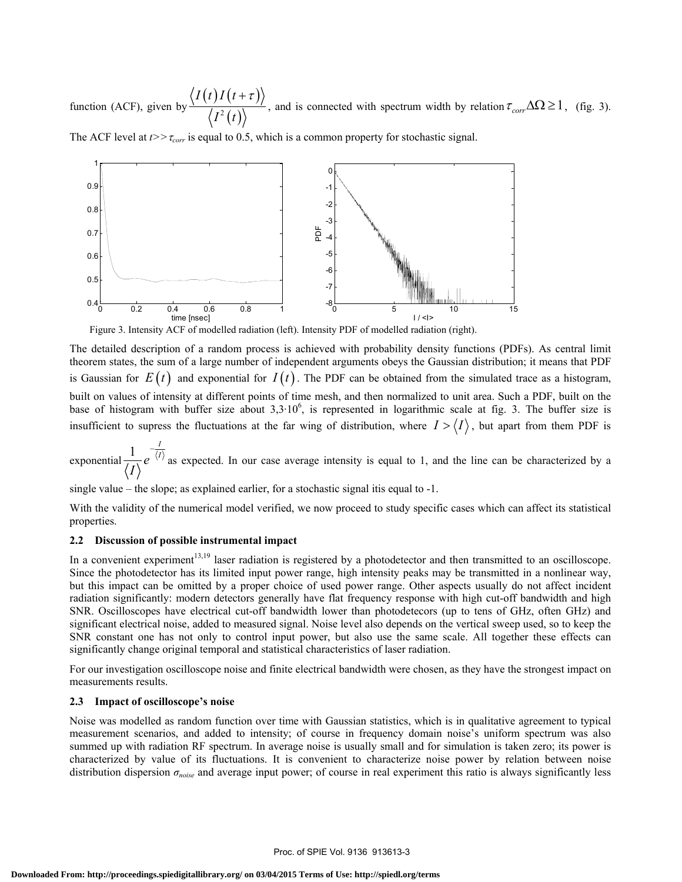function (ACF), given by $\frac{\langle I(t)I(t+\tau)\rangle}{\langle I^2(t)\rangle}$, and is connected with spectrum width by relation $\tau_{corr}\Delta\Omega \geq 1$, (fig. 3). The ACF level at $t >> \tau_{corr}$ is equal to 0.5, which is a common property for stochastic signal.

Figure 3. Intensity ACF of modelled radiation (left). Intensity PDF of modelled radiation (right).

The detailed description of a random process is achieved with probability density functions (PDFs). As central limit theorem states, the sum of a large number of independent arguments obeys the Gaussian distribution; it means that PDF is Gaussian for $E(t)$ and exponential for $I(t)$. The PDF can be obtained from the simulated trace as a histogram, built on values of intensity at different points of time mesh, and then normalized to unit area. Such a PDF, built on the base of histogram with buffer size about $3{,}3\cdot10^6$, is represented in logarithmic scale at fig. 3. The buffer size is insufficient to supress the fluctuations at the far wing of distribution, where $I > \langle I\rangle$, but apart from them PDF is exponential $\frac{1}{\langle I\rangle}e^{-\frac{I}{\langle I\rangle}}$ as expected. In our case average intensity is equal to 1, and the line can be characterized by a single value – the slope; as explained earlier, for a stochastic signal itis equal to -1.

With the validity of the numerical model verified, we now proceed to study specific cases which can affect its statistical properties.

### 2.2 Discussion of possible instrumental impact

In a convenient experiment[13,19] laser radiation is registered by a photodetector and then transmitted to an oscilloscope. Since the photodetector has its limited input power range, high intensity peaks may be transmitted in a nonlinear way, but this impact can be omitted by a proper choice of used power range. Other aspects usually do not affect incident radiation significantly: modern detectors generally have flat frequency response with high cut-off bandwidth and high SNR. Oscilloscopes have electrical cut-off bandwidth lower than photodetecors (up to tens of GHz, often GHz) and significant electrical noise, added to measured signal. Noise level also depends on the vertical sweep used, so to keep the SNR constant one has not only to control input power, but also use the same scale. All together these effects can significantly change original temporal and statistical characteristics of laser radiation.

For our investigation oscilloscope noise and finite electrical bandwidth were chosen, as they have the strongest impact on measurements results.

### 2.3 Impact of oscilloscope's noise

Noise was modelled as random function over time with Gaussian statistics, which is in qualitative agreement to typical measurement scenarios, and added to intensity; of course in frequency domain noise's uniform spectrum was also summed up with radiation RF spectrum. In average noise is usually small and for simulation is taken zero; its power is characterized by value of its fluctuations. It is convenient to characterize noise power by relation between noise distribution dispersion $\sigma_{noise}$ and average input power; of course in real experiment this ratio is always significantly less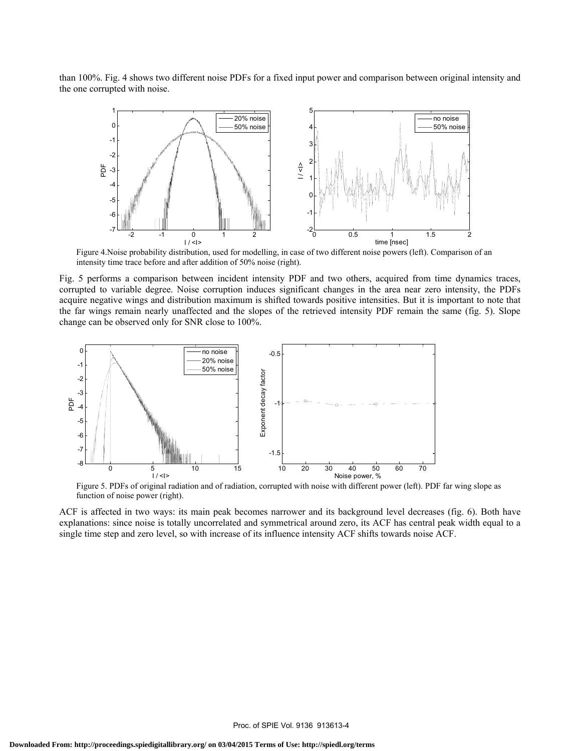than 100%. Fig. 4 shows two different noise PDFs for a fixed input power and comparison between original intensity and the one corrupted with noise.

Figure 4.Noise probability distribution, used for modelling, in case of two different noise powers (left). Comparison of an intensity time trace before and after addition of 50% noise (right).

Fig. 5 performs a comparison between incident intensity PDF and two others, acquired from time dynamics traces, corrupted to variable degree. Noise corruption induces significant changes in the area near zero intensity, the PDFs acquire negative wings and distribution maximum is shifted towards positive intensities. But it is important to note that the far wings remain nearly unaffected and the slopes of the retrieved intensity PDF remain the same (fig. 5). Slope change can be observed only for SNR close to 100%.

Figure 5. PDFs of original radiation and of radiation, corrupted with noise with different power (left). PDF far wing slope as function of noise power (right).

ACF is affected in two ways: its main peak becomes narrower and its background level decreases (fig. 6). Both have explanations: since noise is totally uncorrelated and symmetrical around zero, its ACF has central peak width equal to a single time step and zero level, so with increase of its influence intensity ACF shifts towards noise ACF.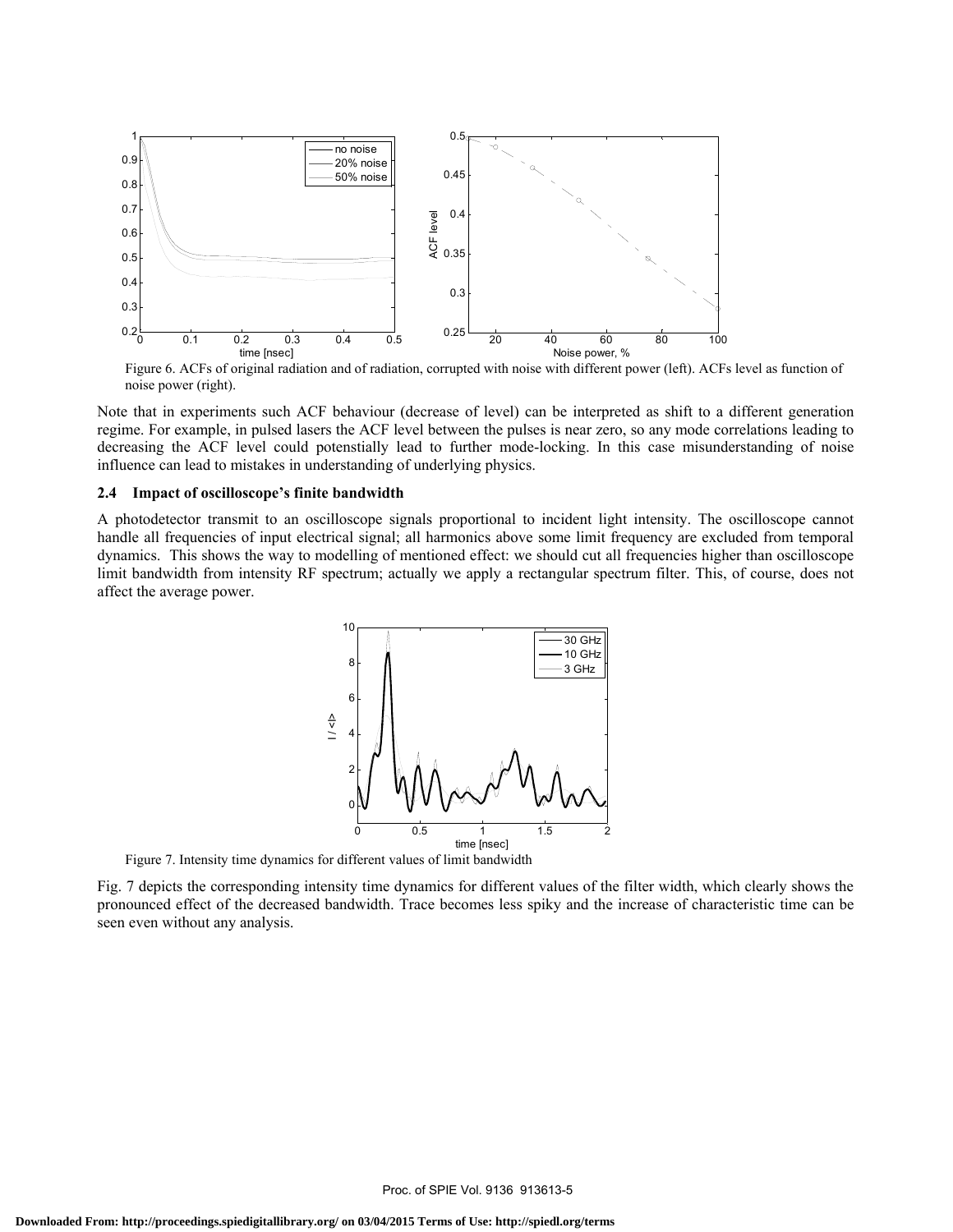Figure 6. ACFs of original radiation and of radiation, corrupted with noise with different power (left). ACFs level as function of noise power (right).

Note that in experiments such ACF behaviour (decrease of level) can be interpreted as shift to a different generation regime. For example, in pulsed lasers the ACF level between the pulses is near zero, so any mode correlations leading to decreasing the ACF level could potenstially lead to further mode-locking. In this case misunderstanding of noise influence can lead to mistakes in understanding of underlying physics.

### 2.4 Impact of oscilloscope's finite bandwidth

A photodetector transmit to an oscilloscope signals proportional to incident light intensity. The oscilloscope cannot handle all frequencies of input electrical signal; all harmonics above some limit frequency are excluded from temporal dynamics. This shows the way to modelling of mentioned effect: we should cut all frequencies higher than oscilloscope limit bandwidth from intensity RF spectrum; actually we apply a rectangular spectrum filter. This, of course, does not affect the average power.

Figure 7. Intensity time dynamics for different values of limit bandwidth

Fig. 7 depicts the corresponding intensity time dynamics for different values of the filter width, which clearly shows the pronounced effect of the decreased bandwidth. Trace becomes less spiky and the increase of characteristic time can be seen even without any analysis.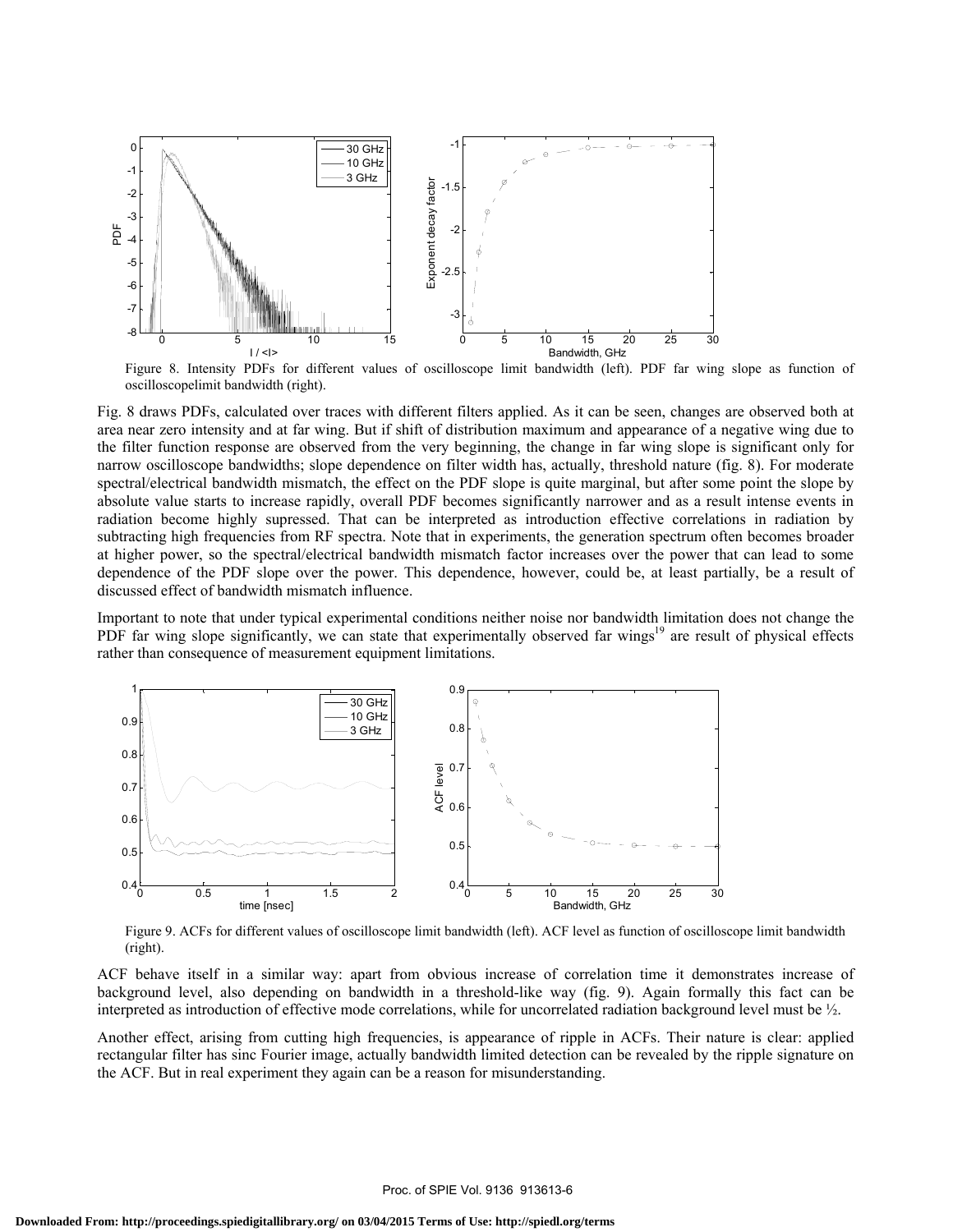Figure 8. Intensity PDFs for different values of oscilloscope limit bandwidth (left). PDF far wing slope as function of oscilloscopelimit bandwidth (right).

Fig. 8 draws PDFs, calculated over traces with different filters applied. As it can be seen, changes are observed both at area near zero intensity and at far wing. But if shift of distribution maximum and appearance of a negative wing due to the filter function response are observed from the very beginning, the change in far wing slope is significant only for narrow oscilloscope bandwidths; slope dependence on filter width has, actually, threshold nature (fig. 8). For moderate spectral/electrical bandwidth mismatch, the effect on the PDF slope is quite marginal, but after some point the slope by absolute value starts to increase rapidly, overall PDF becomes significantly narrower and as a result intense events in radiation become highly supressed. That can be interpreted as introduction effective correlations in radiation by subtracting high frequencies from RF spectra. Note that in experiments, the generation spectrum often becomes broader at higher power, so the spectral/electrical bandwidth mismatch factor increases over the power that can lead to some dependence of the PDF slope over the power. This dependence, however, could be, at least partially, be a result of discussed effect of bandwidth mismatch influence.

Important to note that under typical experimental conditions neither noise nor bandwidth limitation does not change the PDF far wing slope significantly, we can state that experimentally observed far wings[19] are result of physical effects rather than consequence of measurement equipment limitations.

Figure 9. ACFs for different values of oscilloscope limit bandwidth (left). ACF level as function of oscilloscope limit bandwidth (right).

ACF behave itself in a similar way: apart from obvious increase of correlation time it demonstrates increase of background level, also depending on bandwidth in a threshold-like way (fig. 9). Again formally this fact can be interpreted as introduction of effective mode correlations, while for uncorrelated radiation background level must be ½.

Another effect, arising from cutting high frequencies, is appearance of ripple in ACFs. Their nature is clear: applied rectangular filter has sinc Fourier image, actually bandwidth limited detection can be revealed by the ripple signature on the ACF. But in real experiment they again can be a reason for misunderstanding.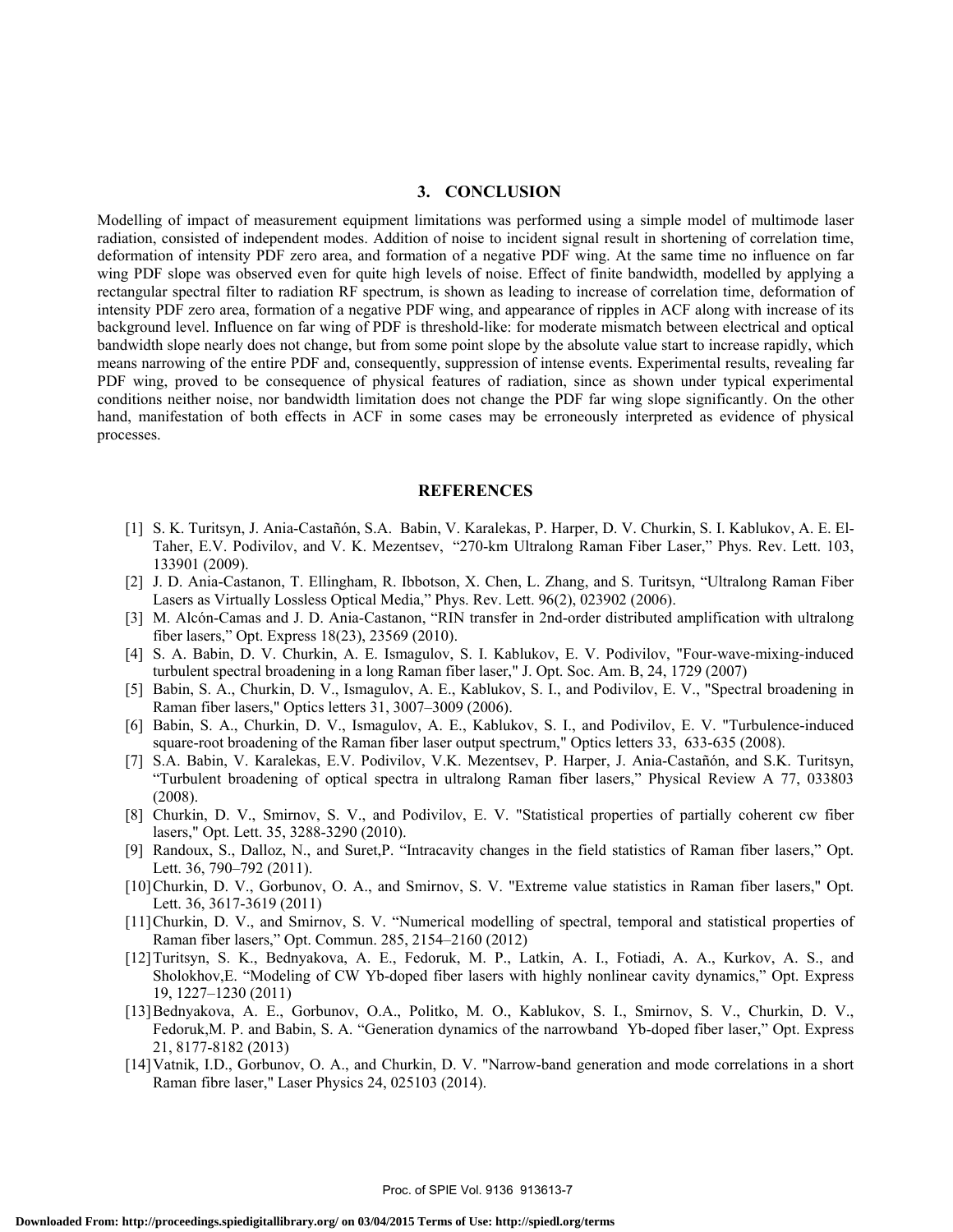## 3. CONCLUSION

Modelling of impact of measurement equipment limitations was performed using a simple model of multimode laser radiation, consisted of independent modes. Addition of noise to incident signal result in shortening of correlation time, deformation of intensity PDF zero area, and formation of a negative PDF wing. At the same time no influence on far wing PDF slope was observed even for quite high levels of noise. Effect of finite bandwidth, modelled by applying a rectangular spectral filter to radiation RF spectrum, is shown as leading to increase of correlation time, deformation of intensity PDF zero area, formation of a negative PDF wing, and appearance of ripples in ACF along with increase of its background level. Influence on far wing of PDF is threshold-like: for moderate mismatch between electrical and optical bandwidth slope nearly does not change, but from some point slope by the absolute value start to increase rapidly, which means narrowing of the entire PDF and, consequently, suppression of intense events. Experimental results, revealing far PDF wing, proved to be consequence of physical features of radiation, since as shown under typical experimental conditions neither noise, nor bandwidth limitation does not change the PDF far wing slope significantly. On the other hand, manifestation of both effects in ACF in some cases may be erroneously interpreted as evidence of physical processes.

## REFERENCES

[1] S. K. Turitsyn, J. Ania-Castañón, S.A. Babin, V. Karalekas, P. Harper, D. V. Churkin, S. I. Kablukov, A. E. El-Taher, E.V. Podivilov, and V. K. Mezentsev, "270-km Ultralong Raman Fiber Laser," Phys. Rev. Lett. 103, 133901 (2009).

[2] J. D. Ania-Castanon, T. Ellingham, R. Ibbotson, X. Chen, L. Zhang, and S. Turitsyn, "Ultralong Raman Fiber Lasers as Virtually Lossless Optical Media," Phys. Rev. Lett. 96(2), 023902 (2006).

[3] M. Alcón-Camas and J. D. Ania-Castanon, "RIN transfer in 2nd-order distributed amplification with ultralong fiber lasers," Opt. Express 18(23), 23569 (2010).

[4] S. A. Babin, D. V. Churkin, A. E. Ismagulov, S. I. Kablukov, E. V. Podivilov, "Four-wave-mixing-induced turbulent spectral broadening in a long Raman fiber laser," J. Opt. Soc. Am. B, 24, 1729 (2007)

[5] Babin, S. A., Churkin, D. V., Ismagulov, A. E., Kablukov, S. I., and Podivilov, E. V., "Spectral broadening in Raman fiber lasers," Optics letters 31, 3007–3009 (2006).

[6] Babin, S. A., Churkin, D. V., Ismagulov, A. E., Kablukov, S. I., and Podivilov, E. V. "Turbulence-induced square-root broadening of the Raman fiber laser output spectrum," Optics letters 33, 633-635 (2008).

[7] S.A. Babin, V. Karalekas, E.V. Podivilov, V.K. Mezentsev, P. Harper, J. Ania-Castañón, and S.K. Turitsyn, "Turbulent broadening of optical spectra in ultralong Raman fiber lasers," Physical Review A 77, 033803 (2008).

[8] Churkin, D. V., Smirnov, S. V., and Podivilov, E. V. "Statistical properties of partially coherent cw fiber lasers," Opt. Lett. 35, 3288-3290 (2010).

[9] Randoux, S., Dalloz, N., and Suret,P. "Intracavity changes in the field statistics of Raman fiber lasers," Opt. Lett. 36, 790–792 (2011).

[10] Churkin, D. V., Gorbunov, O. A., and Smirnov, S. V. "Extreme value statistics in Raman fiber lasers," Opt. Lett. 36, 3617-3619 (2011)

[11] Churkin, D. V., and Smirnov, S. V. "Numerical modelling of spectral, temporal and statistical properties of Raman fiber lasers," Opt. Commun. 285, 2154–2160 (2012)

[12] Turitsyn, S. K., Bednyakova, A. E., Fedoruk, M. P., Latkin, A. I., Fotiadi, A. A., Kurkov, A. S., and Sholokhov,E. "Modeling of CW Yb-doped fiber lasers with highly nonlinear cavity dynamics," Opt. Express 19, 1227–1230 (2011)

[13] Bednyakova, A. E., Gorbunov, O.A., Politko, M. O., Kablukov, S. I., Smirnov, S. V., Churkin, D. V., Fedoruk,M. P. and Babin, S. A. "Generation dynamics of the narrowband Yb-doped fiber laser," Opt. Express 21, 8177-8182 (2013)

[14] Vatnik, I.D., Gorbunov, O. A., and Churkin, D. V. "Narrow-band generation and mode correlations in a short Raman fibre laser," Laser Physics 24, 025103 (2014).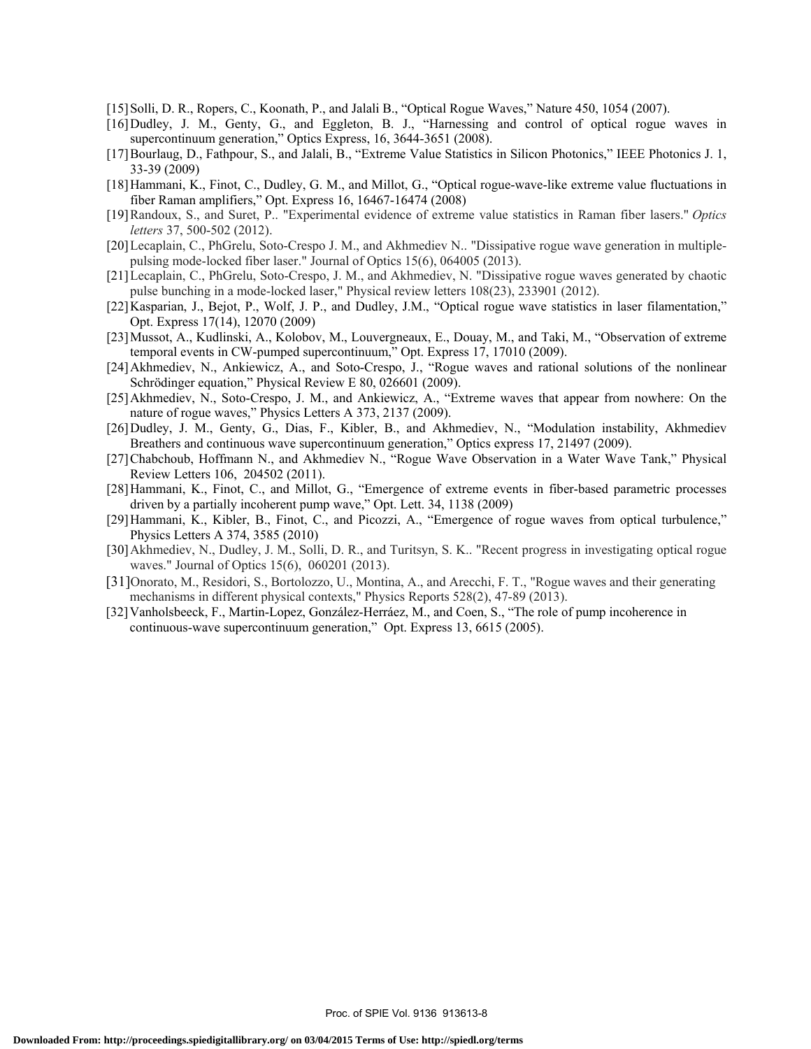[15] Solli, D. R., Ropers, C., Koonath, P., and Jalali B., "Optical Rogue Waves," Nature 450, 1054 (2007).

[16] Dudley, J. M., Genty, G., and Eggleton, B. J., "Harnessing and control of optical rogue waves in supercontinuum generation," Optics Express, 16, 3644-3651 (2008).

[17] Bourlaug, D., Fathpour, S., and Jalali, B., "Extreme Value Statistics in Silicon Photonics," IEEE Photonics J. 1, 33-39 (2009)

[18] Hammani, K., Finot, C., Dudley, G. M., and Millot, G., "Optical rogue-wave-like extreme value fluctuations in fiber Raman amplifiers," Opt. Express 16, 16467-16474 (2008)

[19] Randoux, S., and Suret, P.. "Experimental evidence of extreme value statistics in Raman fiber lasers." *Optics letters* 37, 500-502 (2012).

[20] Lecaplain, C., PhGrelu, Soto-Crespo J. M., and Akhmediev N.. "Dissipative rogue wave generation in multiple-pulsing mode-locked fiber laser." Journal of Optics 15(6), 064005 (2013).

[21] Lecaplain, C., PhGrelu, Soto-Crespo, J. M., and Akhmediev, N. "Dissipative rogue waves generated by chaotic pulse bunching in a mode-locked laser," Physical review letters 108(23), 233901 (2012).

[22] Kasparian, J., Bejot, P., Wolf, J. P., and Dudley, J.M., "Optical rogue wave statistics in laser filamentation," Opt. Express 17(14), 12070 (2009)

[23] Mussot, A., Kudlinski, A., Kolobov, M., Louvergneaux, E., Douay, M., and Taki, M., "Observation of extreme temporal events in CW-pumped supercontinuum," Opt. Express 17, 17010 (2009).

[24] Akhmediev, N., Ankiewicz, A., and Soto-Crespo, J., "Rogue waves and rational solutions of the nonlinear Schrödinger equation," Physical Review E 80, 026601 (2009).

[25] Akhmediev, N., Soto-Crespo, J. M., and Ankiewicz, A., "Extreme waves that appear from nowhere: On the nature of rogue waves," Physics Letters A 373, 2137 (2009).

[26] Dudley, J. M., Genty, G., Dias, F., Kibler, B., and Akhmediev, N., "Modulation instability, Akhmediev Breathers and continuous wave supercontinuum generation," Optics express 17, 21497 (2009).

[27] Chabchoub, Hoffmann N., and Akhmediev N., "Rogue Wave Observation in a Water Wave Tank," Physical Review Letters 106, 204502 (2011).

[28] Hammani, K., Finot, C., and Millot, G., "Emergence of extreme events in fiber-based parametric processes driven by a partially incoherent pump wave," Opt. Lett. 34, 1138 (2009)

[29] Hammani, K., Kibler, B., Finot, C., and Picozzi, A., "Emergence of rogue waves from optical turbulence," Physics Letters A 374, 3585 (2010)

[30] Akhmediev, N., Dudley, J. M., Solli, D. R., and Turitsyn, S. K.. "Recent progress in investigating optical rogue waves." Journal of Optics 15(6), 060201 (2013).

[31] Onorato, M., Residori, S., Bortolozzo, U., Montina, A., and Arecchi, F. T., "Rogue waves and their generating mechanisms in different physical contexts," Physics Reports 528(2), 47-89 (2013).

[32] Vanholsbeeck, F., Martin-Lopez, González-Herráez, M., and Coen, S., "The role of pump incoherence in continuous-wave supercontinuum generation," Opt. Express 13, 6615 (2005).